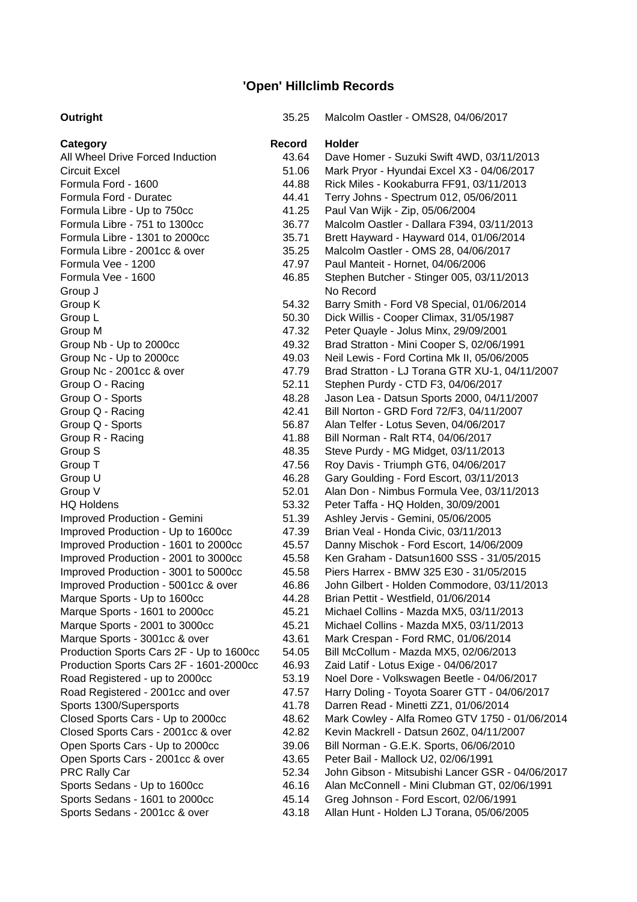# 'Open' Hillclimb Records

**Outright** 35.25 Malcolm Oastler - OMS28, 04/06/2017

| Category | Record | Holder |
|---|---|---|
| All Wheel Drive Forced Induction | 43.64 | Dave Homer - Suzuki Swift 4WD, 03/11/2013 |
| Circuit Excel | 51.06 | Mark Pryor - Hyundai Excel X3 - 04/06/2017 |
| Formula Ford - 1600 | 44.88 | Rick Miles - Kookaburra FF91, 03/11/2013 |
| Formula Ford - Duratec | 44.41 | Terry Johns - Spectrum 012, 05/06/2011 |
| Formula Libre - Up to 750cc | 41.25 | Paul Van Wijk - Zip, 05/06/2004 |
| Formula Libre - 751 to 1300cc | 36.77 | Malcolm Oastler - Dallara F394, 03/11/2013 |
| Formula Libre - 1301 to 2000cc | 35.71 | Brett Hayward - Hayward 014, 01/06/2014 |
| Formula Libre - 2001cc & over | 35.25 | Malcolm Oastler - OMS 28, 04/06/2017 |
| Formula Vee - 1200 | 47.97 | Paul Manteit - Hornet, 04/06/2006 |
| Formula Vee - 1600 | 46.85 | Stephen Butcher - Stinger 005, 03/11/2013 |
| Group J | | No Record |
| Group K | 54.32 | Barry Smith - Ford V8 Special, 01/06/2014 |
| Group L | 50.30 | Dick Willis - Cooper Climax, 31/05/1987 |
| Group M | 47.32 | Peter Quayle - Jolus Minx, 29/09/2001 |
| Group Nb - Up to 2000cc | 49.32 | Brad Stratton - Mini Cooper S, 02/06/1991 |
| Group Nc - Up to 2000cc | 49.03 | Neil Lewis - Ford Cortina Mk II, 05/06/2005 |
| Group Nc - 2001cc & over | 47.79 | Brad Stratton - LJ Torana GTR XU-1, 04/11/2007 |
| Group O - Racing | 52.11 | Stephen Purdy - CTD F3, 04/06/2017 |
| Group O - Sports | 48.28 | Jason Lea - Datsun Sports 2000, 04/11/2007 |
| Group Q - Racing | 42.41 | Bill Norton - GRD Ford 72/F3, 04/11/2007 |
| Group Q - Sports | 56.87 | Alan Telfer - Lotus Seven, 04/06/2017 |
| Group R - Racing | 41.88 | Bill Norman - Ralt RT4, 04/06/2017 |
| Group S | 48.35 | Steve Purdy - MG Midget, 03/11/2013 |
| Group T | 47.56 | Roy Davis - Triumph GT6, 04/06/2017 |
| Group U | 46.28 | Gary Goulding - Ford Escort, 03/11/2013 |
| Group V | 52.01 | Alan Don - Nimbus Formula Vee, 03/11/2013 |
| HQ Holdens | 53.32 | Peter Taffa - HQ Holden, 30/09/2001 |
| Improved Production - Gemini | 51.39 | Ashley Jervis - Gemini, 05/06/2005 |
| Improved Production - Up to 1600cc | 47.39 | Brian Veal - Honda Civic, 03/11/2013 |
| Improved Production - 1601 to 2000cc | 45.57 | Danny Mischok - Ford Escort, 14/06/2009 |
| Improved Production - 2001 to 3000cc | 45.58 | Ken Graham - Datsun1600 SSS - 31/05/2015 |
| Improved Production - 3001 to 5000cc | 45.58 | Piers Harrex - BMW 325 E30 - 31/05/2015 |
| Improved Production - 5001cc & over | 46.86 | John Gilbert - Holden Commodore, 03/11/2013 |
| Marque Sports - Up to 1600cc | 44.28 | Brian Pettit - Westfield, 01/06/2014 |
| Marque Sports - 1601 to 2000cc | 45.21 | Michael Collins - Mazda MX5, 03/11/2013 |
| Marque Sports - 2001 to 3000cc | 45.21 | Michael Collins - Mazda MX5, 03/11/2013 |
| Marque Sports - 3001cc & over | 43.61 | Mark Crespan - Ford RMC, 01/06/2014 |
| Production Sports Cars 2F - Up to 1600cc | 54.05 | Bill McCollum - Mazda MX5, 02/06/2013 |
| Production Sports Cars 2F - 1601-2000cc | 46.93 | Zaid Latif - Lotus Exige - 04/06/2017 |
| Road Registered - up to 2000cc | 53.19 | Noel Dore - Volkswagen Beetle - 04/06/2017 |
| Road Registered - 2001cc and over | 47.57 | Harry Doling - Toyota Soarer GTT - 04/06/2017 |
| Sports 1300/Supersports | 41.78 | Darren Read - Minetti ZZ1, 01/06/2014 |
| Closed Sports Cars - Up to 2000cc | 48.62 | Mark Cowley - Alfa Romeo GTV 1750 - 01/06/2014 |
| Closed Sports Cars - 2001cc & over | 42.82 | Kevin Mackrell - Datsun 260Z, 04/11/2007 |
| Open Sports Cars - Up to 2000cc | 39.06 | Bill Norman - G.E.K. Sports, 06/06/2010 |
| Open Sports Cars - 2001cc & over | 43.65 | Peter Bail - Mallock U2, 02/06/1991 |
| PRC Rally Car | 52.34 | John Gibson - Mitsubishi Lancer GSR - 04/06/2017 |
| Sports Sedans - Up to 1600cc | 46.16 | Alan McConnell - Mini Clubman GT, 02/06/1991 |
| Sports Sedans - 1601 to 2000cc | 45.14 | Greg Johnson - Ford Escort, 02/06/1991 |
| Sports Sedans - 2001cc & over | 43.18 | Allan Hunt - Holden LJ Torana, 05/06/2005 |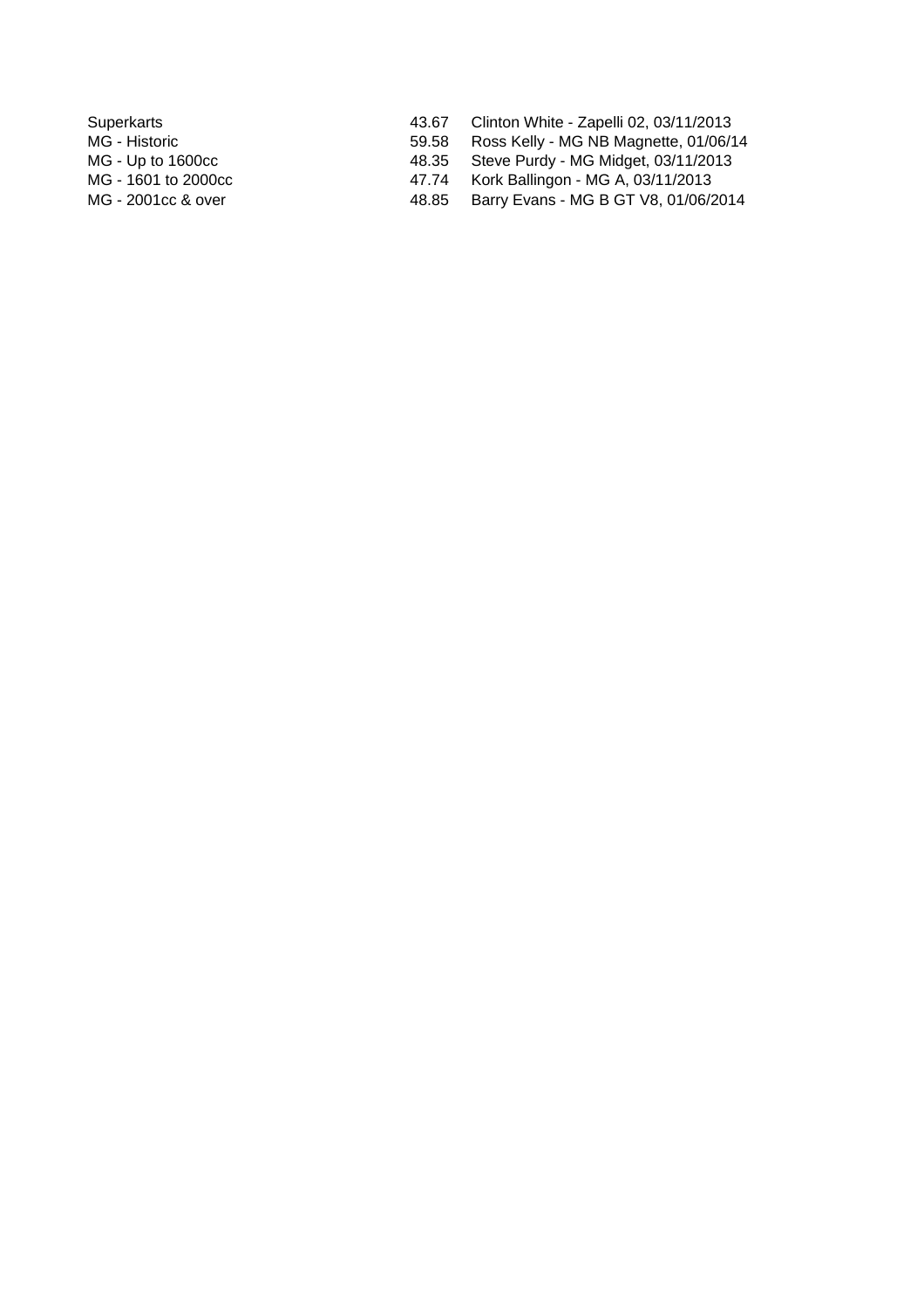| | | |
|---|---|---|
| Superkarts | 43.67 | Clinton White - Zapelli 02, 03/11/2013 |
| MG - Historic | 59.58 | Ross Kelly - MG NB Magnette, 01/06/14 |
| MG - Up to 1600cc | 48.35 | Steve Purdy - MG Midget, 03/11/2013 |
| MG - 1601 to 2000cc | 47.74 | Kork Ballingon - MG A, 03/11/2013 |
| MG - 2001cc & over | 48.85 | Barry Evans - MG B GT V8, 01/06/2014 |